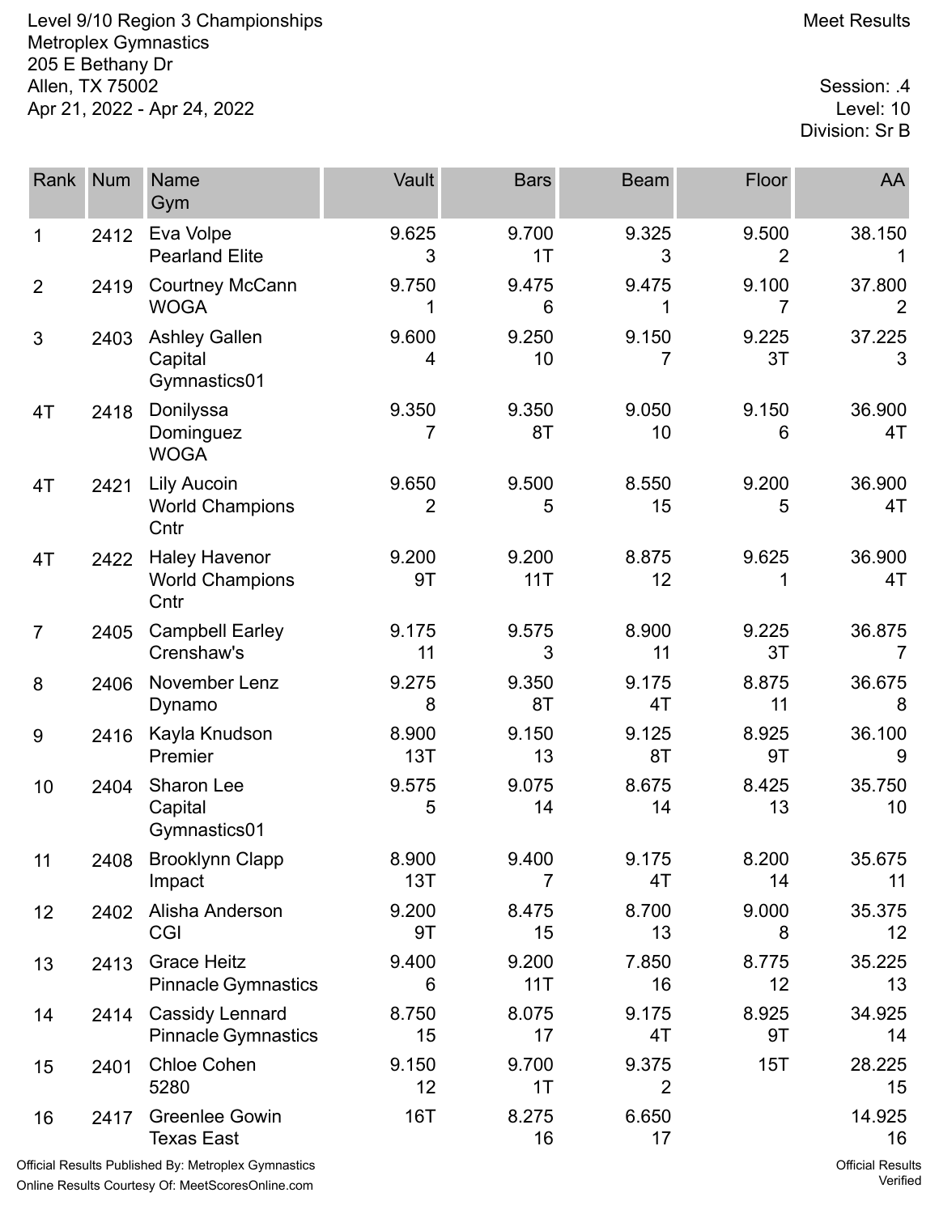Level 9/10 Region 3 Championships
Metroplex Gymnastics
205 E Bethany Dr
Allen, TX 75002
Apr 21, 2022 - Apr 24, 2022

Meet Results

Session: .4
Level: 10
Division: Sr B

| Rank | Num | Name<br>Gym | Vault | Bars | Beam | Floor | AA |
|---|---|---|---|---|---|---|---|
| 1 | 2412 | Eva Volpe<br>Pearland Elite | 9.625<br>3 | 9.700<br>1T | 9.325<br>3 | 9.500<br>2 | 38.150<br>1 |
| 2 | 2419 | Courtney McCann<br>WOGA | 9.750<br>1 | 9.475<br>6 | 9.475<br>1 | 9.100<br>7 | 37.800<br>2 |
| 3 | 2403 | Ashley Gallen<br>Capital Gymnastics01 | 9.600<br>4 | 9.250<br>10 | 9.150<br>7 | 9.225<br>3T | 37.225<br>3 |
| 4T | 2418 | Donilyssa Dominguez<br>WOGA | 9.350<br>7 | 9.350<br>8T | 9.050<br>10 | 9.150<br>6 | 36.900<br>4T |
| 4T | 2421 | Lily Aucoin<br>World Champions Cntr | 9.650<br>2 | 9.500<br>5 | 8.550<br>15 | 9.200<br>5 | 36.900<br>4T |
| 4T | 2422 | Haley Havenor<br>World Champions Cntr | 9.200<br>9T | 9.200<br>11T | 8.875<br>12 | 9.625<br>1 | 36.900<br>4T |
| 7 | 2405 | Campbell Earley<br>Crenshaw's | 9.175<br>11 | 9.575<br>3 | 8.900<br>11 | 9.225<br>3T | 36.875<br>7 |
| 8 | 2406 | November Lenz<br>Dynamo | 9.275<br>8 | 9.350<br>8T | 9.175<br>4T | 8.875<br>11 | 36.675<br>8 |
| 9 | 2416 | Kayla Knudson<br>Premier | 8.900<br>13T | 9.150<br>13 | 9.125<br>8T | 8.925<br>9T | 36.100<br>9 |
| 10 | 2404 | Sharon Lee<br>Capital Gymnastics01 | 9.575<br>5 | 9.075<br>14 | 8.675<br>14 | 8.425<br>13 | 35.750<br>10 |
| 11 | 2408 | Brooklynn Clapp<br>Impact | 8.900<br>13T | 9.400<br>7 | 9.175<br>4T | 8.200<br>14 | 35.675<br>11 |
| 12 | 2402 | Alisha Anderson<br>CGI | 9.200<br>9T | 8.475<br>15 | 8.700<br>13 | 9.000<br>8 | 35.375<br>12 |
| 13 | 2413 | Grace Heitz<br>Pinnacle Gymnastics | 9.400<br>6 | 9.200<br>11T | 7.850<br>16 | 8.775<br>12 | 35.225<br>13 |
| 14 | 2414 | Cassidy Lennard<br>Pinnacle Gymnastics | 8.750<br>15 | 8.075<br>17 | 9.175<br>4T | 8.925<br>9T | 34.925<br>14 |
| 15 | 2401 | Chloe Cohen<br>5280 | 9.150<br>12 | 9.700<br>1T | 9.375<br>2 | 15T | 28.225<br>15 |
| 16 | 2417 | Greenlee Gowin<br>Texas East | 16T | 8.275<br>16 | 6.650<br>17 | | 14.925<br>16 |

Official Results Published By: Metroplex Gymnastics
Online Results Courtesy Of: MeetScoresOnline.com

Official Results Verified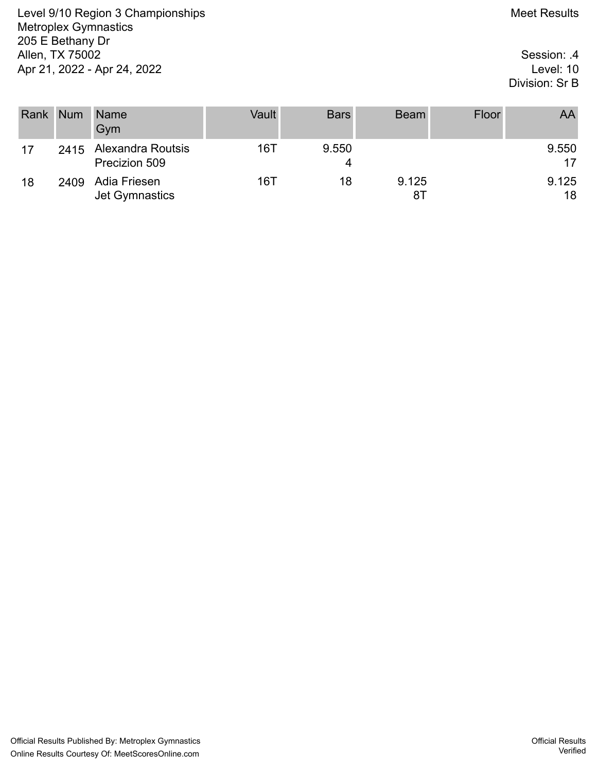Level 9/10 Region 3 Championships
Metroplex Gymnastics
205 E Bethany Dr
Allen, TX 75002
Apr 21, 2022 - Apr 24, 2022

Meet Results

Session: .4
Level: 10
Division: Sr B

| Rank | Num | Name<br>Gym | Vault | Bars | Beam | Floor | AA |
|---|---|---|---|---|---|---|---|
| 17 | 2415 | Alexandra Routsis<br>Precizion 509 | 16T | 9.550<br>4 | | | 9.550<br>17 |
| 18 | 2409 | Adia Friesen<br>Jet Gymnastics | 16T | 18 | 9.125<br>8T | | 9.125<br>18 |

Official Results Published By: Metroplex Gymnastics
Online Results Courtesy Of: MeetScoresOnline.com

Official Results
Verified